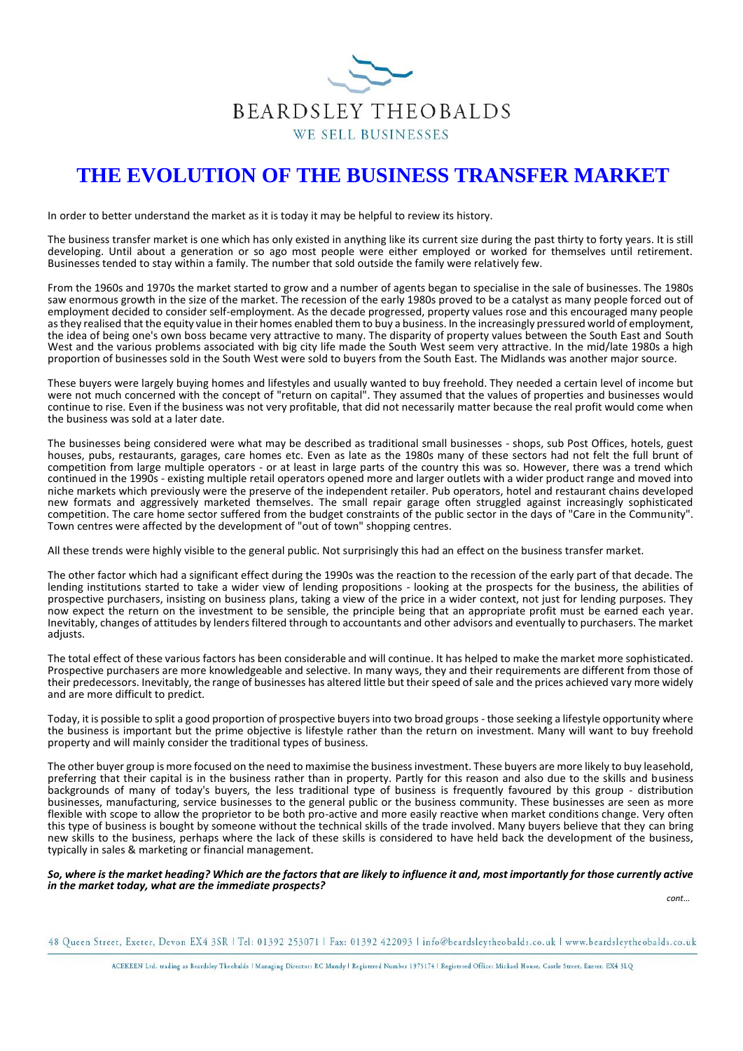BEARDSLEY THEOBALDS

WE SELL BUSINESSES

# THE EVOLUTION OF THE BUSINESS TRANSFER MARKET

In order to better understand the market as it is today it may be helpful to review its history.

The business transfer market is one which has only existed in anything like its current size during the past thirty to forty years. It is still developing. Until about a generation or so ago most people were either employed or worked for themselves until retirement. Businesses tended to stay within a family. The number that sold outside the family were relatively few.

From the 1960s and 1970s the market started to grow and a number of agents began to specialise in the sale of businesses. The 1980s saw enormous growth in the size of the market. The recession of the early 1980s proved to be a catalyst as many people forced out of employment decided to consider self-employment. As the decade progressed, property values rose and this encouraged many people as they realised that the equity value in their homes enabled them to buy a business. In the increasingly pressured world of employment, the idea of being one's own boss became very attractive to many. The disparity of property values between the South East and South West and the various problems associated with big city life made the South West seem very attractive. In the mid/late 1980s a high proportion of businesses sold in the South West were sold to buyers from the South East. The Midlands was another major source.

These buyers were largely buying homes and lifestyles and usually wanted to buy freehold. They needed a certain level of income but were not much concerned with the concept of "return on capital". They assumed that the values of properties and businesses would continue to rise. Even if the business was not very profitable, that did not necessarily matter because the real profit would come when the business was sold at a later date.

The businesses being considered were what may be described as traditional small businesses - shops, sub Post Offices, hotels, guest houses, pubs, restaurants, garages, care homes etc. Even as late as the 1980s many of these sectors had not felt the full brunt of competition from large multiple operators - or at least in large parts of the country this was so. However, there was a trend which continued in the 1990s - existing multiple retail operators opened more and larger outlets with a wider product range and moved into niche markets which previously were the preserve of the independent retailer. Pub operators, hotel and restaurant chains developed new formats and aggressively marketed themselves. The small repair garage often struggled against increasingly sophisticated competition. The care home sector suffered from the budget constraints of the public sector in the days of "Care in the Community". Town centres were affected by the development of "out of town" shopping centres.

All these trends were highly visible to the general public. Not surprisingly this had an effect on the business transfer market.

The other factor which had a significant effect during the 1990s was the reaction to the recession of the early part of that decade. The lending institutions started to take a wider view of lending propositions - looking at the prospects for the business, the abilities of prospective purchasers, insisting on business plans, taking a view of the price in a wider context, not just for lending purposes. They now expect the return on the investment to be sensible, the principle being that an appropriate profit must be earned each year. Inevitably, changes of attitudes by lenders filtered through to accountants and other advisors and eventually to purchasers. The market adjusts.

The total effect of these various factors has been considerable and will continue. It has helped to make the market more sophisticated. Prospective purchasers are more knowledgeable and selective. In many ways, they and their requirements are different from those of their predecessors. Inevitably, the range of businesses has altered little but their speed of sale and the prices achieved vary more widely and are more difficult to predict.

Today, it is possible to split a good proportion of prospective buyers into two broad groups - those seeking a lifestyle opportunity where the business is important but the prime objective is lifestyle rather than the return on investment. Many will want to buy freehold property and will mainly consider the traditional types of business.

The other buyer group is more focused on the need to maximise the business investment. These buyers are more likely to buy leasehold, preferring that their capital is in the business rather than in property. Partly for this reason and also due to the skills and business backgrounds of many of today's buyers, the less traditional type of business is frequently favoured by this group - distribution businesses, manufacturing, service businesses to the general public or the business community. These businesses are seen as more flexible with scope to allow the proprietor to be both pro-active and more easily reactive when market conditions change. Very often this type of business is bought by someone without the technical skills of the trade involved. Many buyers believe that they can bring new skills to the business, perhaps where the lack of these skills is considered to have held back the development of the business, typically in sales & marketing or financial management.

***So, where is the market heading? Which are the factors that are likely to influence it and, most importantly for those currently active in the market today, what are the immediate prospects?***

*cont…*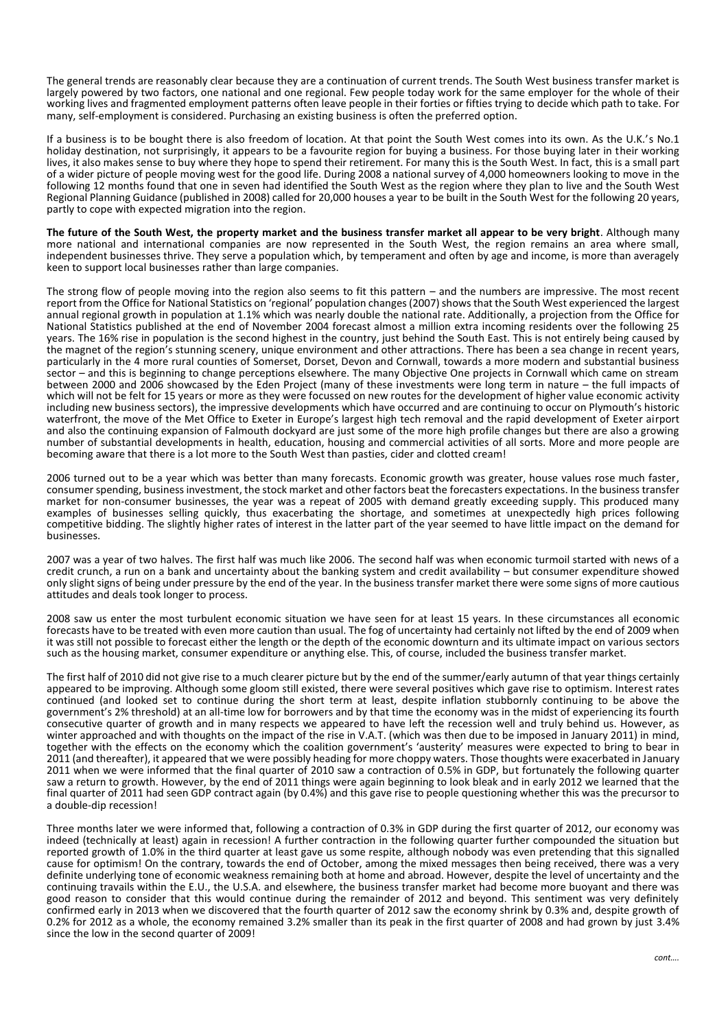The general trends are reasonably clear because they are a continuation of current trends. The South West business transfer market is largely powered by two factors, one national and one regional. Few people today work for the same employer for the whole of their working lives and fragmented employment patterns often leave people in their forties or fifties trying to decide which path to take. For many, self-employment is considered. Purchasing an existing business is often the preferred option.

If a business is to be bought there is also freedom of location. At that point the South West comes into its own. As the U.K.'s No.1 holiday destination, not surprisingly, it appears to be a favourite region for buying a business. For those buying later in their working lives, it also makes sense to buy where they hope to spend their retirement. For many this is the South West. In fact, this is a small part of a wider picture of people moving west for the good life. During 2008 a national survey of 4,000 homeowners looking to move in the following 12 months found that one in seven had identified the South West as the region where they plan to live and the South West Regional Planning Guidance (published in 2008) called for 20,000 houses a year to be built in the South West for the following 20 years, partly to cope with expected migration into the region.

**The future of the South West, the property market and the business transfer market all appear to be very bright**. Although many more national and international companies are now represented in the South West, the region remains an area where small, independent businesses thrive. They serve a population which, by temperament and often by age and income, is more than averagely keen to support local businesses rather than large companies.

The strong flow of people moving into the region also seems to fit this pattern – and the numbers are impressive. The most recent report from the Office for National Statistics on 'regional' population changes (2007) shows that the South West experienced the largest annual regional growth in population at 1.1% which was nearly double the national rate. Additionally, a projection from the Office for National Statistics published at the end of November 2004 forecast almost a million extra incoming residents over the following 25 years. The 16% rise in population is the second highest in the country, just behind the South East. This is not entirely being caused by the magnet of the region's stunning scenery, unique environment and other attractions. There has been a sea change in recent years, particularly in the 4 more rural counties of Somerset, Dorset, Devon and Cornwall, towards a more modern and substantial business sector – and this is beginning to change perceptions elsewhere. The many Objective One projects in Cornwall which came on stream between 2000 and 2006 showcased by the Eden Project (many of these investments were long term in nature – the full impacts of which will not be felt for 15 years or more as they were focussed on new routes for the development of higher value economic activity including new business sectors), the impressive developments which have occurred and are continuing to occur on Plymouth's historic waterfront, the move of the Met Office to Exeter in Europe's largest high tech removal and the rapid development of Exeter airport and also the continuing expansion of Falmouth dockyard are just some of the more high profile changes but there are also a growing number of substantial developments in health, education, housing and commercial activities of all sorts. More and more people are becoming aware that there is a lot more to the South West than pasties, cider and clotted cream!

2006 turned out to be a year which was better than many forecasts. Economic growth was greater, house values rose much faster, consumer spending, business investment, the stock market and other factors beat the forecasters expectations. In the business transfer market for non-consumer businesses, the year was a repeat of 2005 with demand greatly exceeding supply. This produced many examples of businesses selling quickly, thus exacerbating the shortage, and sometimes at unexpectedly high prices following competitive bidding. The slightly higher rates of interest in the latter part of the year seemed to have little impact on the demand for businesses.

2007 was a year of two halves. The first half was much like 2006. The second half was when economic turmoil started with news of a credit crunch, a run on a bank and uncertainty about the banking system and credit availability – but consumer expenditure showed only slight signs of being under pressure by the end of the year. In the business transfer market there were some signs of more cautious attitudes and deals took longer to process.

2008 saw us enter the most turbulent economic situation we have seen for at least 15 years. In these circumstances all economic forecasts have to be treated with even more caution than usual. The fog of uncertainty had certainly not lifted by the end of 2009 when it was still not possible to forecast either the length or the depth of the economic downturn and its ultimate impact on various sectors such as the housing market, consumer expenditure or anything else. This, of course, included the business transfer market.

The first half of 2010 did not give rise to a much clearer picture but by the end of the summer/early autumn of that year things certainly appeared to be improving. Although some gloom still existed, there were several positives which gave rise to optimism. Interest rates continued (and looked set to continue during the short term at least, despite inflation stubbornly continuing to be above the government's 2% threshold) at an all-time low for borrowers and by that time the economy was in the midst of experiencing its fourth consecutive quarter of growth and in many respects we appeared to have left the recession well and truly behind us. However, as winter approached and with thoughts on the impact of the rise in V.A.T. (which was then due to be imposed in January 2011) in mind, together with the effects on the economy which the coalition government's 'austerity' measures were expected to bring to bear in 2011 (and thereafter), it appeared that we were possibly heading for more choppy waters. Those thoughts were exacerbated in January 2011 when we were informed that the final quarter of 2010 saw a contraction of 0.5% in GDP, but fortunately the following quarter saw a return to growth. However, by the end of 2011 things were again beginning to look bleak and in early 2012 we learned that the final quarter of 2011 had seen GDP contract again (by 0.4%) and this gave rise to people questioning whether this was the precursor to a double-dip recession!

Three months later we were informed that, following a contraction of 0.3% in GDP during the first quarter of 2012, our economy was indeed (technically at least) again in recession! A further contraction in the following quarter further compounded the situation but reported growth of 1.0% in the third quarter at least gave us some respite, although nobody was even pretending that this signalled cause for optimism! On the contrary, towards the end of October, among the mixed messages then being received, there was a very definite underlying tone of economic weakness remaining both at home and abroad. However, despite the level of uncertainty and the continuing travails within the E.U., the U.S.A. and elsewhere, the business transfer market had become more buoyant and there was good reason to consider that this would continue during the remainder of 2012 and beyond. This sentiment was very definitely confirmed early in 2013 when we discovered that the fourth quarter of 2012 saw the economy shrink by 0.3% and, despite growth of 0.2% for 2012 as a whole, the economy remained 3.2% smaller than its peak in the first quarter of 2008 and had grown by just 3.4% since the low in the second quarter of 2009!

*cont….*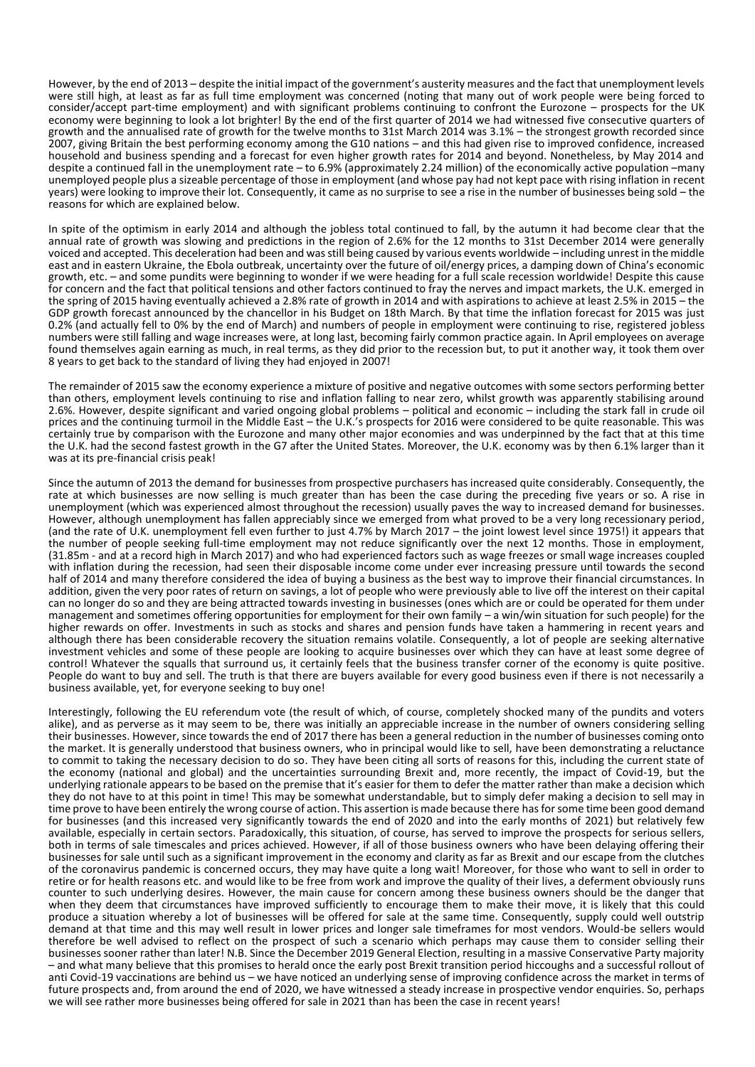However, by the end of 2013 – despite the initial impact of the government's austerity measures and the fact that unemployment levels were still high, at least as far as full time employment was concerned (noting that many out of work people were being forced to consider/accept part-time employment) and with significant problems continuing to confront the Eurozone – prospects for the UK economy were beginning to look a lot brighter! By the end of the first quarter of 2014 we had witnessed five consecutive quarters of growth and the annualised rate of growth for the twelve months to 31st March 2014 was 3.1% – the strongest growth recorded since 2007, giving Britain the best performing economy among the G10 nations – and this had given rise to improved confidence, increased household and business spending and a forecast for even higher growth rates for 2014 and beyond. Nonetheless, by May 2014 and despite a continued fall in the unemployment rate – to 6.9% (approximately 2.24 million) of the economically active population –many unemployed people plus a sizeable percentage of those in employment (and whose pay had not kept pace with rising inflation in recent years) were looking to improve their lot. Consequently, it came as no surprise to see a rise in the number of businesses being sold – the reasons for which are explained below.

In spite of the optimism in early 2014 and although the jobless total continued to fall, by the autumn it had become clear that the annual rate of growth was slowing and predictions in the region of 2.6% for the 12 months to 31st December 2014 were generally voiced and accepted. This deceleration had been and was still being caused by various events worldwide – including unrest in the middle east and in eastern Ukraine, the Ebola outbreak, uncertainty over the future of oil/energy prices, a damping down of China's economic growth, etc. – and some pundits were beginning to wonder if we were heading for a full scale recession worldwide! Despite this cause for concern and the fact that political tensions and other factors continued to fray the nerves and impact markets, the U.K. emerged in the spring of 2015 having eventually achieved a 2.8% rate of growth in 2014 and with aspirations to achieve at least 2.5% in 2015 – the GDP growth forecast announced by the chancellor in his Budget on 18th March. By that time the inflation forecast for 2015 was just 0.2% (and actually fell to 0% by the end of March) and numbers of people in employment were continuing to rise, registered jobless numbers were still falling and wage increases were, at long last, becoming fairly common practice again. In April employees on average found themselves again earning as much, in real terms, as they did prior to the recession but, to put it another way, it took them over 8 years to get back to the standard of living they had enjoyed in 2007!

The remainder of 2015 saw the economy experience a mixture of positive and negative outcomes with some sectors performing better than others, employment levels continuing to rise and inflation falling to near zero, whilst growth was apparently stabilising around 2.6%. However, despite significant and varied ongoing global problems – political and economic – including the stark fall in crude oil prices and the continuing turmoil in the Middle East – the U.K.'s prospects for 2016 were considered to be quite reasonable. This was certainly true by comparison with the Eurozone and many other major economies and was underpinned by the fact that at this time the U.K. had the second fastest growth in the G7 after the United States. Moreover, the U.K. economy was by then 6.1% larger than it was at its pre-financial crisis peak!

Since the autumn of 2013 the demand for businesses from prospective purchasers has increased quite considerably. Consequently, the rate at which businesses are now selling is much greater than has been the case during the preceding five years or so. A rise in unemployment (which was experienced almost throughout the recession) usually paves the way to increased demand for businesses. However, although unemployment has fallen appreciably since we emerged from what proved to be a very long recessionary period, (and the rate of U.K. unemployment fell even further to just 4.7% by March 2017 – the joint lowest level since 1975!) it appears that the number of people seeking full-time employment may not reduce significantly over the next 12 months. Those in employment, (31.85m - and at a record high in March 2017) and who had experienced factors such as wage freezes or small wage increases coupled with inflation during the recession, had seen their disposable income come under ever increasing pressure until towards the second half of 2014 and many therefore considered the idea of buying a business as the best way to improve their financial circumstances. In addition, given the very poor rates of return on savings, a lot of people who were previously able to live off the interest on their capital can no longer do so and they are being attracted towards investing in businesses (ones which are or could be operated for them under management and sometimes offering opportunities for employment for their own family – a win/win situation for such people) for the higher rewards on offer. Investments in such as stocks and shares and pension funds have taken a hammering in recent years and although there has been considerable recovery the situation remains volatile. Consequently, a lot of people are seeking alternative investment vehicles and some of these people are looking to acquire businesses over which they can have at least some degree of control! Whatever the squalls that surround us, it certainly feels that the business transfer corner of the economy is quite positive. People do want to buy and sell. The truth is that there are buyers available for every good business even if there is not necessarily a business available, yet, for everyone seeking to buy one!

Interestingly, following the EU referendum vote (the result of which, of course, completely shocked many of the pundits and voters alike), and as perverse as it may seem to be, there was initially an appreciable increase in the number of owners considering selling their businesses. However, since towards the end of 2017 there has been a general reduction in the number of businesses coming onto the market. It is generally understood that business owners, who in principal would like to sell, have been demonstrating a reluctance to commit to taking the necessary decision to do so. They have been citing all sorts of reasons for this, including the current state of the economy (national and global) and the uncertainties surrounding Brexit and, more recently, the impact of Covid-19, but the underlying rationale appears to be based on the premise that it's easier for them to defer the matter rather than make a decision which they do not have to at this point in time! This may be somewhat understandable, but to simply defer making a decision to sell may in time prove to have been entirely the wrong course of action. This assertion is made because there has for some time been good demand for businesses (and this increased very significantly towards the end of 2020 and into the early months of 2021) but relatively few available, especially in certain sectors. Paradoxically, this situation, of course, has served to improve the prospects for serious sellers, both in terms of sale timescales and prices achieved. However, if all of those business owners who have been delaying offering their businesses for sale until such as a significant improvement in the economy and clarity as far as Brexit and our escape from the clutches of the coronavirus pandemic is concerned occurs, they may have quite a long wait! Moreover, for those who want to sell in order to retire or for health reasons etc. and would like to be free from work and improve the quality of their lives, a deferment obviously runs counter to such underlying desires. However, the main cause for concern among these business owners should be the danger that when they deem that circumstances have improved sufficiently to encourage them to make their move, it is likely that this could produce a situation whereby a lot of businesses will be offered for sale at the same time. Consequently, supply could well outstrip demand at that time and this may well result in lower prices and longer sale timeframes for most vendors. Would-be sellers would therefore be well advised to reflect on the prospect of such a scenario which perhaps may cause them to consider selling their businesses sooner rather than later! N.B. Since the December 2019 General Election, resulting in a massive Conservative Party majority – and what many believe that this promises to herald once the early post Brexit transition period hiccoughs and a successful rollout of anti Covid-19 vaccinations are behind us – we have noticed an underlying sense of improving confidence across the market in terms of future prospects and, from around the end of 2020, we have witnessed a steady increase in prospective vendor enquiries. So, perhaps we will see rather more businesses being offered for sale in 2021 than has been the case in recent years!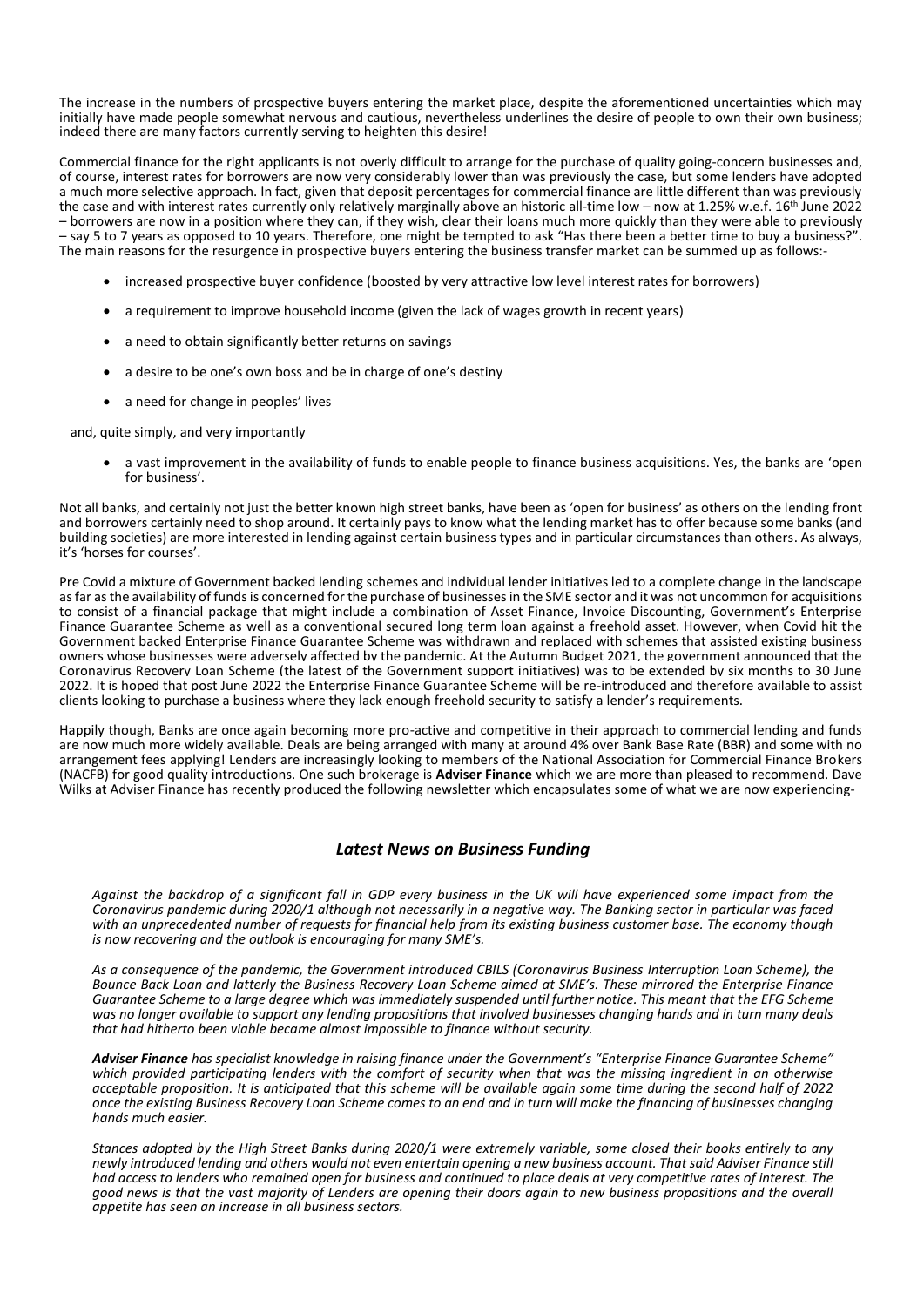The increase in the numbers of prospective buyers entering the market place, despite the aforementioned uncertainties which may initially have made people somewhat nervous and cautious, nevertheless underlines the desire of people to own their own business; indeed there are many factors currently serving to heighten this desire!

Commercial finance for the right applicants is not overly difficult to arrange for the purchase of quality going-concern businesses and, of course, interest rates for borrowers are now very considerably lower than was previously the case, but some lenders have adopted a much more selective approach. In fact, given that deposit percentages for commercial finance are little different than was previously the case and with interest rates currently only relatively marginally above an historic all-time low – now at 1.25% w.e.f. 16th June 2022 – borrowers are now in a position where they can, if they wish, clear their loans much more quickly than they were able to previously – say 5 to 7 years as opposed to 10 years. Therefore, one might be tempted to ask "Has there been a better time to buy a business?". The main reasons for the resurgence in prospective buyers entering the business transfer market can be summed up as follows:-

- increased prospective buyer confidence (boosted by very attractive low level interest rates for borrowers)
- a requirement to improve household income (given the lack of wages growth in recent years)
- a need to obtain significantly better returns on savings
- a desire to be one's own boss and be in charge of one's destiny
- a need for change in peoples' lives

and, quite simply, and very importantly

- a vast improvement in the availability of funds to enable people to finance business acquisitions. Yes, the banks are 'open for business'.

Not all banks, and certainly not just the better known high street banks, have been as 'open for business' as others on the lending front and borrowers certainly need to shop around. It certainly pays to know what the lending market has to offer because some banks (and building societies) are more interested in lending against certain business types and in particular circumstances than others. As always, it's 'horses for courses'.

Pre Covid a mixture of Government backed lending schemes and individual lender initiatives led to a complete change in the landscape as far as the availability of funds is concerned for the purchase of businesses in the SME sector and it was not uncommon for acquisitions to consist of a financial package that might include a combination of Asset Finance, Invoice Discounting, Government's Enterprise Finance Guarantee Scheme as well as a conventional secured long term loan against a freehold asset. However, when Covid hit the Government backed Enterprise Finance Guarantee Scheme was withdrawn and replaced with schemes that assisted existing business owners whose businesses were adversely affected by the pandemic. At the Autumn Budget 2021, the government announced that the Coronavirus Recovery Loan Scheme (the latest of the Government support initiatives) was to be extended by six months to 30 June 2022. It is hoped that post June 2022 the Enterprise Finance Guarantee Scheme will be re-introduced and therefore available to assist clients looking to purchase a business where they lack enough freehold security to satisfy a lender's requirements.

Happily though, Banks are once again becoming more pro-active and competitive in their approach to commercial lending and funds are now much more widely available. Deals are being arranged with many at around 4% over Bank Base Rate (BBR) and some with no arrangement fees applying! Lenders are increasingly looking to members of the National Association for Commercial Finance Brokers (NACFB) for good quality introductions. One such brokerage is **Adviser Finance** which we are more than pleased to recommend. Dave Wilks at Adviser Finance has recently produced the following newsletter which encapsulates some of what we are now experiencing-

## *Latest News on Business Funding*

*Against the backdrop of a significant fall in GDP every business in the UK will have experienced some impact from the Coronavirus pandemic during 2020/1 although not necessarily in a negative way. The Banking sector in particular was faced with an unprecedented number of requests for financial help from its existing business customer base. The economy though is now recovering and the outlook is encouraging for many SME's.*

*As a consequence of the pandemic, the Government introduced CBILS (Coronavirus Business Interruption Loan Scheme), the Bounce Back Loan and latterly the Business Recovery Loan Scheme aimed at SME's. These mirrored the Enterprise Finance Guarantee Scheme to a large degree which was immediately suspended until further notice. This meant that the EFG Scheme was no longer available to support any lending propositions that involved businesses changing hands and in turn many deals that had hitherto been viable became almost impossible to finance without security.*

***Adviser Finance** has specialist knowledge in raising finance under the Government's "Enterprise Finance Guarantee Scheme" which provided participating lenders with the comfort of security when that was the missing ingredient in an otherwise acceptable proposition. It is anticipated that this scheme will be available again some time during the second half of 2022 once the existing Business Recovery Loan Scheme comes to an end and in turn will make the financing of businesses changing hands much easier.*

*Stances adopted by the High Street Banks during 2020/1 were extremely variable, some closed their books entirely to any newly introduced lending and others would not even entertain opening a new business account. That said Adviser Finance still had access to lenders who remained open for business and continued to place deals at very competitive rates of interest. The good news is that the vast majority of Lenders are opening their doors again to new business propositions and the overall appetite has seen an increase in all business sectors.*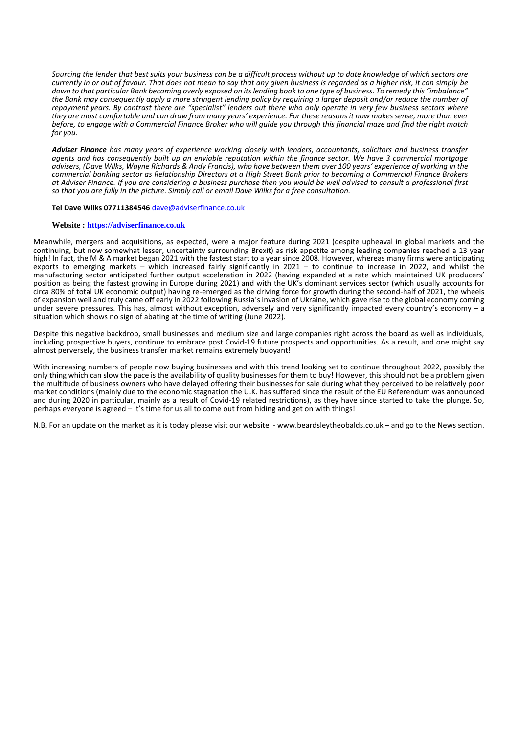*Sourcing the lender that best suits your business can be a difficult process without up to date knowledge of which sectors are currently in or out of favour. That does not mean to say that any given business is regarded as a higher risk, it can simply be down to that particular Bank becoming overly exposed on its lending book to one type of business. To remedy this "imbalance" the Bank may consequently apply a more stringent lending policy by requiring a larger deposit and/or reduce the number of repayment years. By contrast there are "specialist" lenders out there who only operate in very few business sectors where they are most comfortable and can draw from many years' experience. For these reasons it now makes sense, more than ever before, to engage with a Commercial Finance Broker who will guide you through this financial maze and find the right match for you.*

***Adviser Finance** has many years of experience working closely with lenders, accountants, solicitors and business transfer agents and has consequently built up an enviable reputation within the finance sector. We have 3 commercial mortgage advisers, (Dave Wilks, Wayne Richards & Andy Francis), who have between them over 100 years' experience of working in the commercial banking sector as Relationship Directors at a High Street Bank prior to becoming a Commercial Finance Brokers at Adviser Finance. If you are considering a business purchase then you would be well advised to consult a professional first so that you are fully in the picture. Simply call or email Dave Wilks for a free consultation.*

**Tel Dave Wilks 07711384546** dave@adviserfinance.co.uk

**Website : https://adviserfinance.co.uk**

Meanwhile, mergers and acquisitions, as expected, were a major feature during 2021 (despite upheaval in global markets and the continuing, but now somewhat lesser, uncertainty surrounding Brexit) as risk appetite among leading companies reached a 13 year high! In fact, the M & A market began 2021 with the fastest start to a year since 2008. However, whereas many firms were anticipating exports to emerging markets – which increased fairly significantly in 2021 – to continue to increase in 2022, and whilst the manufacturing sector anticipated further output acceleration in 2022 (having expanded at a rate which maintained UK producers' position as being the fastest growing in Europe during 2021) and with the UK's dominant services sector (which usually accounts for circa 80% of total UK economic output) having re-emerged as the driving force for growth during the second-half of 2021, the wheels of expansion well and truly came off early in 2022 following Russia's invasion of Ukraine, which gave rise to the global economy coming under severe pressures. This has, almost without exception, adversely and very significantly impacted every country's economy – a situation which shows no sign of abating at the time of writing (June 2022).

Despite this negative backdrop, small businesses and medium size and large companies right across the board as well as individuals, including prospective buyers, continue to embrace post Covid-19 future prospects and opportunities. As a result, and one might say almost perversely, the business transfer market remains extremely buoyant!

With increasing numbers of people now buying businesses and with this trend looking set to continue throughout 2022, possibly the only thing which can slow the pace is the availability of quality businesses for them to buy! However, this should not be a problem given the multitude of business owners who have delayed offering their businesses for sale during what they perceived to be relatively poor market conditions (mainly due to the economic stagnation the U.K. has suffered since the result of the EU Referendum was announced and during 2020 in particular, mainly as a result of Covid-19 related restrictions), as they have since started to take the plunge. So, perhaps everyone is agreed – it's time for us all to come out from hiding and get on with things!

N.B. For an update on the market as it is today please visit our website - www.beardsleytheobalds.co.uk – and go to the News section.